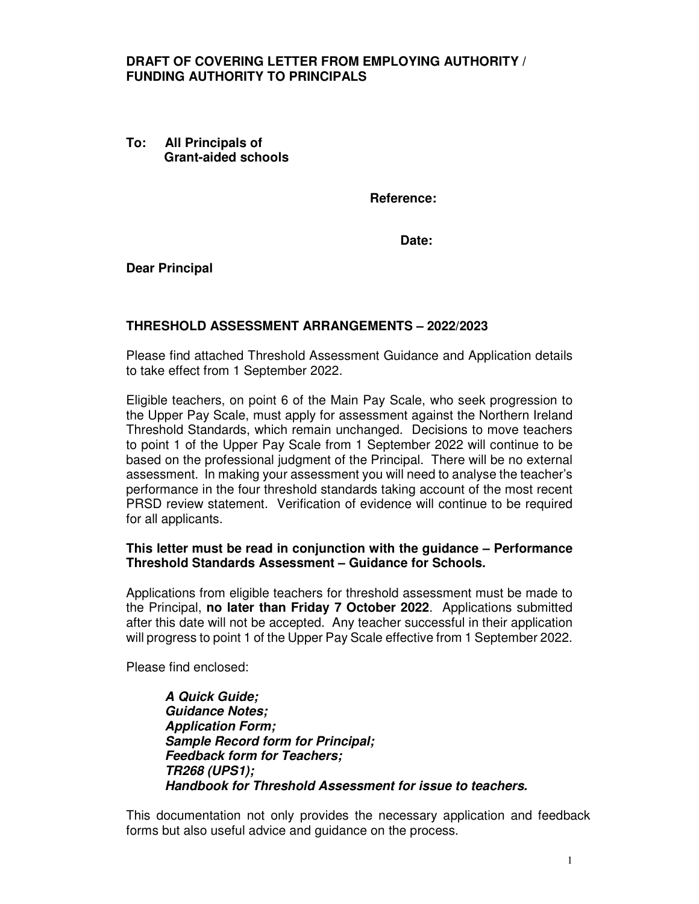**DRAFT OF COVERING LETTER FROM EMPLOYING AUTHORITY / FUNDING AUTHORITY TO PRINCIPALS**

**To: All Principals of Grant-aided schools**

**Reference:**

**Date:**

**Dear Principal**

## THRESHOLD ASSESSMENT ARRANGEMENTS – 2022/2023

Please find attached Threshold Assessment Guidance and Application details to take effect from 1 September 2022.

Eligible teachers, on point 6 of the Main Pay Scale, who seek progression to the Upper Pay Scale, must apply for assessment against the Northern Ireland Threshold Standards, which remain unchanged. Decisions to move teachers to point 1 of the Upper Pay Scale from 1 September 2022 will continue to be based on the professional judgment of the Principal. There will be no external assessment. In making your assessment you will need to analyse the teacher's performance in the four threshold standards taking account of the most recent PRSD review statement. Verification of evidence will continue to be required for all applicants.

**This letter must be read in conjunction with the guidance – Performance Threshold Standards Assessment – Guidance for Schools.**

Applications from eligible teachers for threshold assessment must be made to the Principal, **no later than Friday 7 October 2022**. Applications submitted after this date will not be accepted. Any teacher successful in their application will progress to point 1 of the Upper Pay Scale effective from 1 September 2022.

Please find enclosed:

***A Quick Guide;***
***Guidance Notes;***
***Application Form;***
***Sample Record form for Principal;***
***Feedback form for Teachers;***
***TR268 (UPS1);***
***Handbook for Threshold Assessment for issue to teachers.***

This documentation not only provides the necessary application and feedback forms but also useful advice and guidance on the process.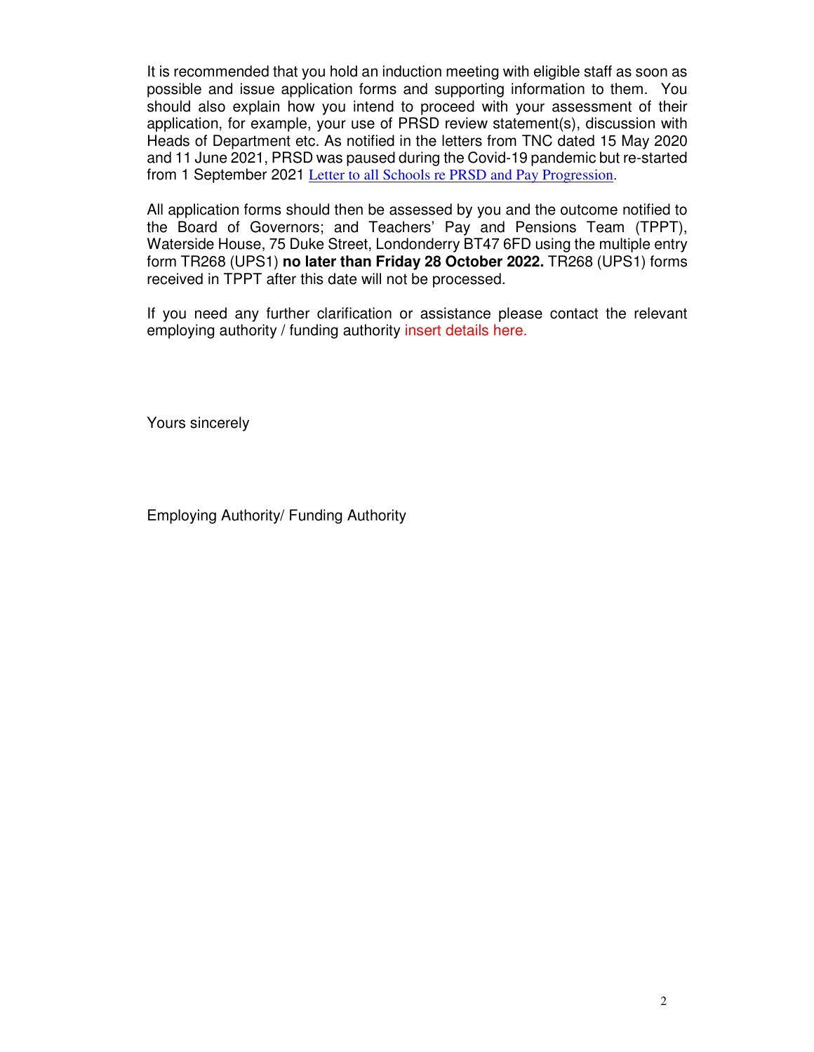It is recommended that you hold an induction meeting with eligible staff as soon as possible and issue application forms and supporting information to them. You should also explain how you intend to proceed with your assessment of their application, for example, your use of PRSD review statement(s), discussion with Heads of Department etc. As notified in the letters from TNC dated 15 May 2020 and 11 June 2021, PRSD was paused during the Covid-19 pandemic but re-started from 1 September 2021 Letter to all Schools re PRSD and Pay Progression.

All application forms should then be assessed by you and the outcome notified to the Board of Governors; and Teachers' Pay and Pensions Team (TPPT), Waterside House, 75 Duke Street, Londonderry BT47 6FD using the multiple entry form TR268 (UPS1) **no later than Friday 28 October 2022.** TR268 (UPS1) forms received in TPPT after this date will not be processed.

If you need any further clarification or assistance please contact the relevant employing authority / funding authority insert details here.

Yours sincerely

Employing Authority/ Funding Authority